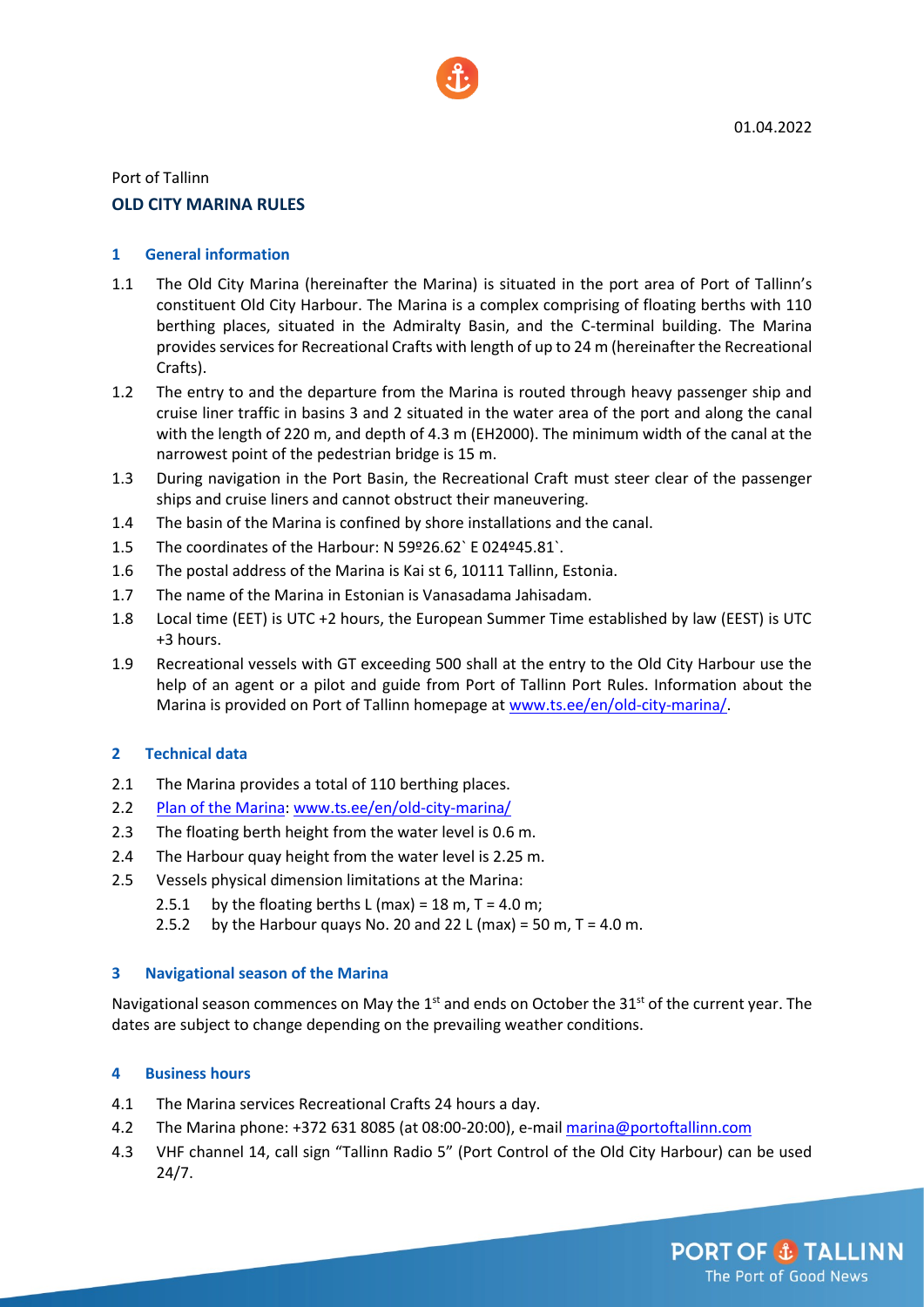01.04.2022

Port of Tallinn

# OLD CITY MARINA RULES

## 1 General information

1.1 The Old City Marina (hereinafter the Marina) is situated in the port area of Port of Tallinn's constituent Old City Harbour. The Marina is a complex comprising of floating berths with 110 berthing places, situated in the Admiralty Basin, and the C-terminal building. The Marina provides services for Recreational Crafts with length of up to 24 m (hereinafter the Recreational Crafts).

1.2 The entry to and the departure from the Marina is routed through heavy passenger ship and cruise liner traffic in basins 3 and 2 situated in the water area of the port and along the canal with the length of 220 m, and depth of 4.3 m (EH2000). The minimum width of the canal at the narrowest point of the pedestrian bridge is 15 m.

1.3 During navigation in the Port Basin, the Recreational Craft must steer clear of the passenger ships and cruise liners and cannot obstruct their maneuvering.

1.4 The basin of the Marina is confined by shore installations and the canal.

1.5 The coordinates of the Harbour: N 59º26.62` E 024º45.81`.

1.6 The postal address of the Marina is Kai st 6, 10111 Tallinn, Estonia.

1.7 The name of the Marina in Estonian is Vanasadama Jahisadam.

1.8 Local time (EET) is UTC +2 hours, the European Summer Time established by law (EEST) is UTC +3 hours.

1.9 Recreational vessels with GT exceeding 500 shall at the entry to the Old City Harbour use the help of an agent or a pilot and guide from Port of Tallinn Port Rules. Information about the Marina is provided on Port of Tallinn homepage at www.ts.ee/en/old-city-marina/.

## 2 Technical data

2.1 The Marina provides a total of 110 berthing places.

2.2 Plan of the Marina: www.ts.ee/en/old-city-marina/

2.3 The floating berth height from the water level is 0.6 m.

2.4 The Harbour quay height from the water level is 2.25 m.

2.5 Vessels physical dimension limitations at the Marina:

2.5.1 by the floating berths L (max) = 18 m, T = 4.0 m;

2.5.2 by the Harbour quays No. 20 and 22 L (max) = 50 m, T = 4.0 m.

## 3 Navigational season of the Marina

Navigational season commences on May the 1st and ends on October the 31st of the current year. The dates are subject to change depending on the prevailing weather conditions.

## 4 Business hours

4.1 The Marina services Recreational Crafts 24 hours a day.

4.2 The Marina phone: +372 631 8085 (at 08:00-20:00), e-mail marina@portoftallinn.com

4.3 VHF channel 14, call sign "Tallinn Radio 5" (Port Control of the Old City Harbour) can be used 24/7.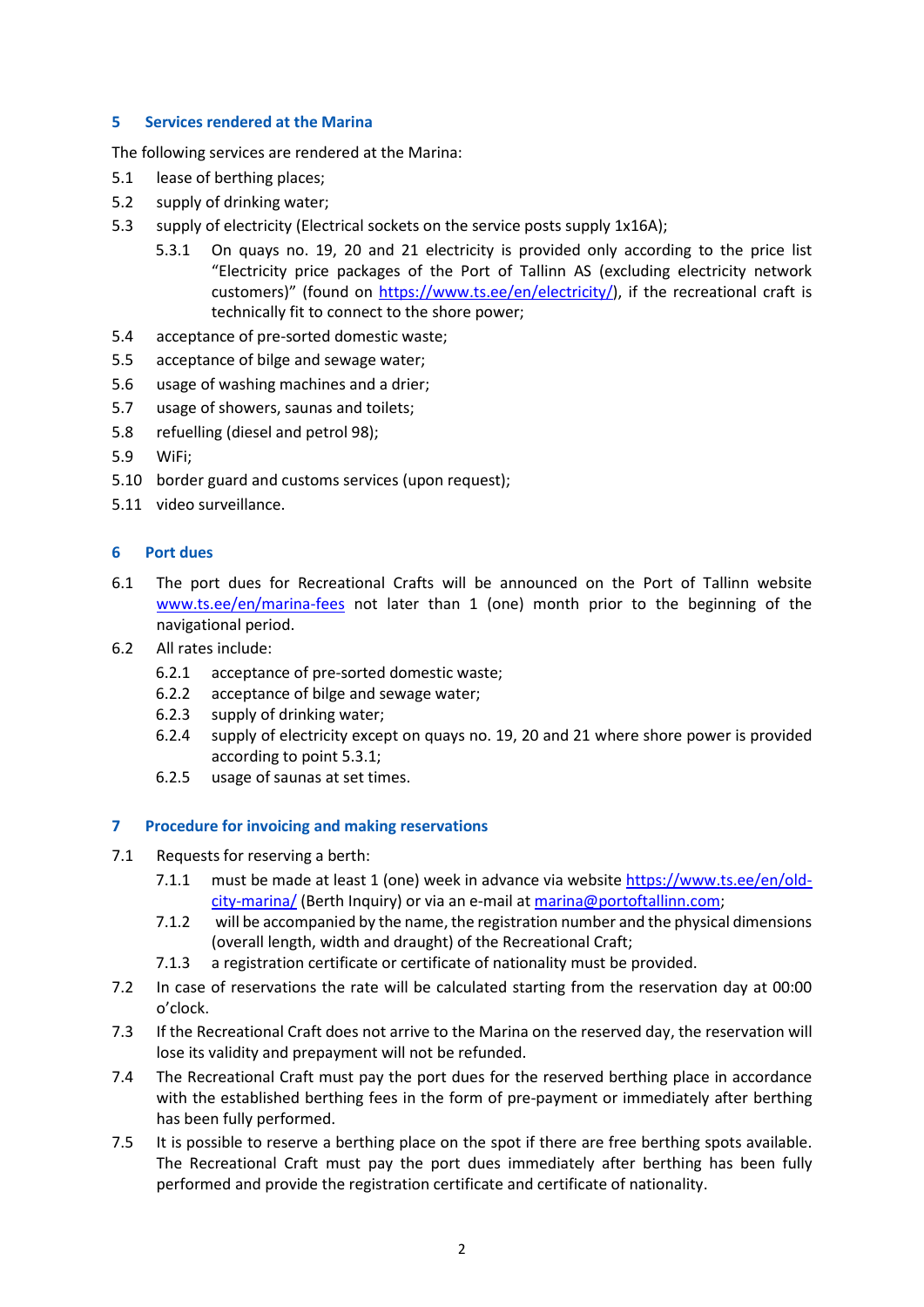## 5 Services rendered at the Marina

The following services are rendered at the Marina:

5.1 lease of berthing places;

5.2 supply of drinking water;

5.3 supply of electricity (Electrical sockets on the service posts supply 1x16A);

   5.3.1 On quays no. 19, 20 and 21 electricity is provided only according to the price list "Electricity price packages of the Port of Tallinn AS (excluding electricity network customers)" (found on [https://www.ts.ee/en/electricity/](https://www.ts.ee/en/electricity/)), if the recreational craft is technically fit to connect to the shore power;

5.4 acceptance of pre-sorted domestic waste;

5.5 acceptance of bilge and sewage water;

5.6 usage of washing machines and a drier;

5.7 usage of showers, saunas and toilets;

5.8 refuelling (diesel and petrol 98);

5.9 WiFi;

5.10 border guard and customs services (upon request);

5.11 video surveillance.

## 6 Port dues

6.1 The port dues for Recreational Crafts will be announced on the Port of Tallinn website [www.ts.ee/en/marina-fees](www.ts.ee/en/marina-fees) not later than 1 (one) month prior to the beginning of the navigational period.

6.2 All rates include:

   6.2.1 acceptance of pre-sorted domestic waste;

   6.2.2 acceptance of bilge and sewage water;

   6.2.3 supply of drinking water;

   6.2.4 supply of electricity except on quays no. 19, 20 and 21 where shore power is provided according to point 5.3.1;

   6.2.5 usage of saunas at set times.

## 7 Procedure for invoicing and making reservations

7.1 Requests for reserving a berth:

   7.1.1 must be made at least 1 (one) week in advance via website [https://www.ts.ee/en/old-city-marina/](https://www.ts.ee/en/old-city-marina/) (Berth Inquiry) or via an e-mail at [marina@portoftallinn.com](mailto:marina@portoftallinn.com);

   7.1.2 will be accompanied by the name, the registration number and the physical dimensions (overall length, width and draught) of the Recreational Craft;

   7.1.3 a registration certificate or certificate of nationality must be provided.

7.2 In case of reservations the rate will be calculated starting from the reservation day at 00:00 o'clock.

7.3 If the Recreational Craft does not arrive to the Marina on the reserved day, the reservation will lose its validity and prepayment will not be refunded.

7.4 The Recreational Craft must pay the port dues for the reserved berthing place in accordance with the established berthing fees in the form of pre-payment or immediately after berthing has been fully performed.

7.5 It is possible to reserve a berthing place on the spot if there are free berthing spots available. The Recreational Craft must pay the port dues immediately after berthing has been fully performed and provide the registration certificate and certificate of nationality.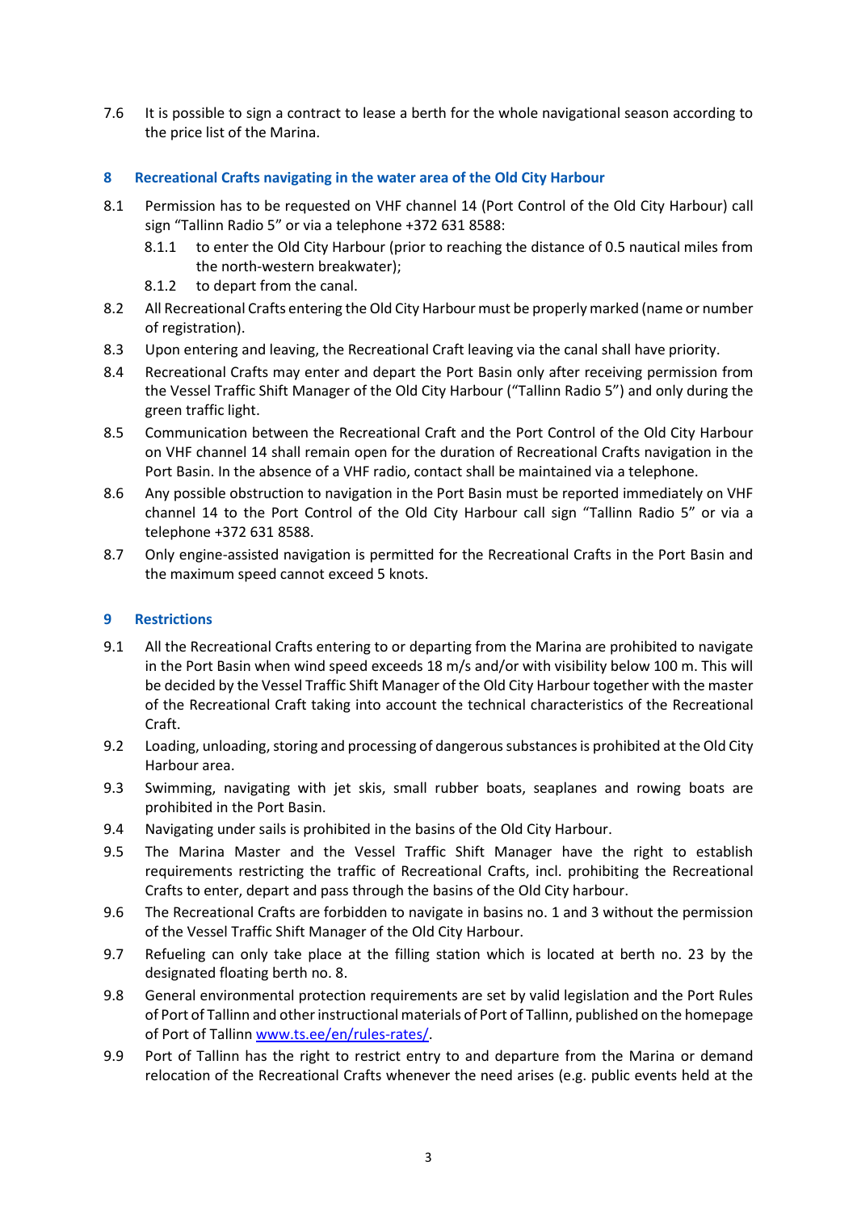7.6 It is possible to sign a contract to lease a berth for the whole navigational season according to the price list of the Marina.

## 8 Recreational Crafts navigating in the water area of the Old City Harbour

8.1 Permission has to be requested on VHF channel 14 (Port Control of the Old City Harbour) call sign "Tallinn Radio 5" or via a telephone +372 631 8588:

8.1.1 to enter the Old City Harbour (prior to reaching the distance of 0.5 nautical miles from the north-western breakwater);

8.1.2 to depart from the canal.

8.2 All Recreational Crafts entering the Old City Harbour must be properly marked (name or number of registration).

8.3 Upon entering and leaving, the Recreational Craft leaving via the canal shall have priority.

8.4 Recreational Crafts may enter and depart the Port Basin only after receiving permission from the Vessel Traffic Shift Manager of the Old City Harbour ("Tallinn Radio 5") and only during the green traffic light.

8.5 Communication between the Recreational Craft and the Port Control of the Old City Harbour on VHF channel 14 shall remain open for the duration of Recreational Crafts navigation in the Port Basin. In the absence of a VHF radio, contact shall be maintained via a telephone.

8.6 Any possible obstruction to navigation in the Port Basin must be reported immediately on VHF channel 14 to the Port Control of the Old City Harbour call sign "Tallinn Radio 5" or via a telephone +372 631 8588.

8.7 Only engine-assisted navigation is permitted for the Recreational Crafts in the Port Basin and the maximum speed cannot exceed 5 knots.

## 9 Restrictions

9.1 All the Recreational Crafts entering to or departing from the Marina are prohibited to navigate in the Port Basin when wind speed exceeds 18 m/s and/or with visibility below 100 m. This will be decided by the Vessel Traffic Shift Manager of the Old City Harbour together with the master of the Recreational Craft taking into account the technical characteristics of the Recreational Craft.

9.2 Loading, unloading, storing and processing of dangerous substances is prohibited at the Old City Harbour area.

9.3 Swimming, navigating with jet skis, small rubber boats, seaplanes and rowing boats are prohibited in the Port Basin.

9.4 Navigating under sails is prohibited in the basins of the Old City Harbour.

9.5 The Marina Master and the Vessel Traffic Shift Manager have the right to establish requirements restricting the traffic of Recreational Crafts, incl. prohibiting the Recreational Crafts to enter, depart and pass through the basins of the Old City harbour.

9.6 The Recreational Crafts are forbidden to navigate in basins no. 1 and 3 without the permission of the Vessel Traffic Shift Manager of the Old City Harbour.

9.7 Refueling can only take place at the filling station which is located at berth no. 23 by the designated floating berth no. 8.

9.8 General environmental protection requirements are set by valid legislation and the Port Rules of Port of Tallinn and other instructional materials of Port of Tallinn, published on the homepage of Port of Tallinn [www.ts.ee/en/rules-rates/](www.ts.ee/en/rules-rates/).

9.9 Port of Tallinn has the right to restrict entry to and departure from the Marina or demand relocation of the Recreational Crafts whenever the need arises (e.g. public events held at the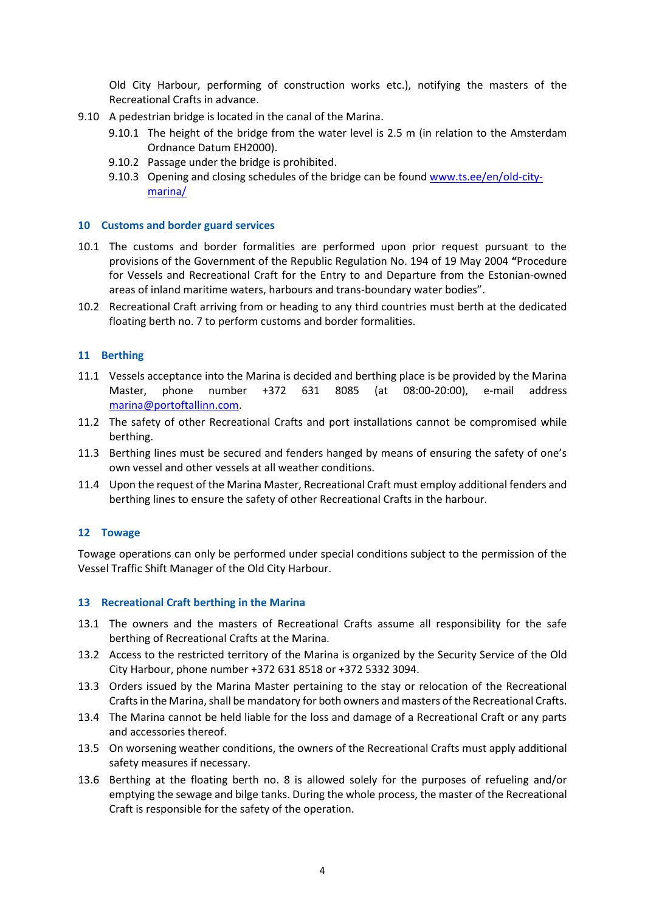Old City Harbour, performing of construction works etc.), notifying the masters of the Recreational Crafts in advance.

9.10 A pedestrian bridge is located in the canal of the Marina.

- 9.10.1 The height of the bridge from the water level is 2.5 m (in relation to the Amsterdam Ordnance Datum EH2000).
- 9.10.2 Passage under the bridge is prohibited.
- 9.10.3 Opening and closing schedules of the bridge can be found [www.ts.ee/en/old-city-marina/](www.ts.ee/en/old-city-marina/)

## 10 Customs and border guard services

10.1 The customs and border formalities are performed upon prior request pursuant to the provisions of the Government of the Republic Regulation No. 194 of 19 May 2004 **"**Procedure for Vessels and Recreational Craft for the Entry to and Departure from the Estonian-owned areas of inland maritime waters, harbours and trans-boundary water bodies".

10.2 Recreational Craft arriving from or heading to any third countries must berth at the dedicated floating berth no. 7 to perform customs and border formalities.

## 11 Berthing

11.1 Vessels acceptance into the Marina is decided and berthing place is be provided by the Marina Master, phone number +372 631 8085 (at 08:00-20:00), e-mail address [marina@portoftallinn.com](mailto:marina@portoftallinn.com).

11.2 The safety of other Recreational Crafts and port installations cannot be compromised while berthing.

11.3 Berthing lines must be secured and fenders hanged by means of ensuring the safety of one's own vessel and other vessels at all weather conditions.

11.4 Upon the request of the Marina Master, Recreational Craft must employ additional fenders and berthing lines to ensure the safety of other Recreational Crafts in the harbour.

## 12 Towage

Towage operations can only be performed under special conditions subject to the permission of the Vessel Traffic Shift Manager of the Old City Harbour.

## 13 Recreational Craft berthing in the Marina

13.1 The owners and the masters of Recreational Crafts assume all responsibility for the safe berthing of Recreational Crafts at the Marina.

13.2 Access to the restricted territory of the Marina is organized by the Security Service of the Old City Harbour, phone number +372 631 8518 or +372 5332 3094.

13.3 Orders issued by the Marina Master pertaining to the stay or relocation of the Recreational Crafts in the Marina, shall be mandatory for both owners and masters of the Recreational Crafts.

13.4 The Marina cannot be held liable for the loss and damage of a Recreational Craft or any parts and accessories thereof.

13.5 On worsening weather conditions, the owners of the Recreational Crafts must apply additional safety measures if necessary.

13.6 Berthing at the floating berth no. 8 is allowed solely for the purposes of refueling and/or emptying the sewage and bilge tanks. During the whole process, the master of the Recreational Craft is responsible for the safety of the operation.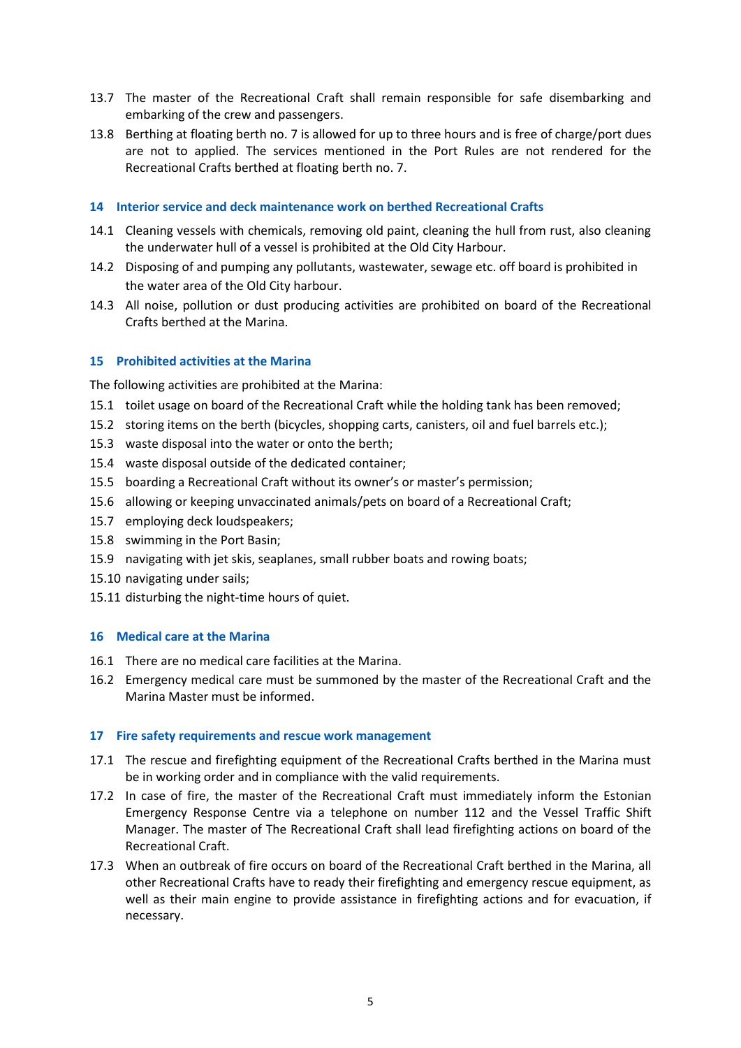13.7 The master of the Recreational Craft shall remain responsible for safe disembarking and embarking of the crew and passengers.

13.8 Berthing at floating berth no. 7 is allowed for up to three hours and is free of charge/port dues are not to applied. The services mentioned in the Port Rules are not rendered for the Recreational Crafts berthed at floating berth no. 7.

## 14 Interior service and deck maintenance work on berthed Recreational Crafts

14.1 Cleaning vessels with chemicals, removing old paint, cleaning the hull from rust, also cleaning the underwater hull of a vessel is prohibited at the Old City Harbour.

14.2 Disposing of and pumping any pollutants, wastewater, sewage etc. off board is prohibited in the water area of the Old City harbour.

14.3 All noise, pollution or dust producing activities are prohibited on board of the Recreational Crafts berthed at the Marina.

## 15 Prohibited activities at the Marina

The following activities are prohibited at the Marina:

15.1 toilet usage on board of the Recreational Craft while the holding tank has been removed;

15.2 storing items on the berth (bicycles, shopping carts, canisters, oil and fuel barrels etc.);

15.3 waste disposal into the water or onto the berth;

15.4 waste disposal outside of the dedicated container;

15.5 boarding a Recreational Craft without its owner's or master's permission;

15.6 allowing or keeping unvaccinated animals/pets on board of a Recreational Craft;

15.7 employing deck loudspeakers;

15.8 swimming in the Port Basin;

15.9 navigating with jet skis, seaplanes, small rubber boats and rowing boats;

15.10 navigating under sails;

15.11 disturbing the night-time hours of quiet.

## 16 Medical care at the Marina

16.1 There are no medical care facilities at the Marina.

16.2 Emergency medical care must be summoned by the master of the Recreational Craft and the Marina Master must be informed.

## 17 Fire safety requirements and rescue work management

17.1 The rescue and firefighting equipment of the Recreational Crafts berthed in the Marina must be in working order and in compliance with the valid requirements.

17.2 In case of fire, the master of the Recreational Craft must immediately inform the Estonian Emergency Response Centre via a telephone on number 112 and the Vessel Traffic Shift Manager. The master of The Recreational Craft shall lead firefighting actions on board of the Recreational Craft.

17.3 When an outbreak of fire occurs on board of the Recreational Craft berthed in the Marina, all other Recreational Crafts have to ready their firefighting and emergency rescue equipment, as well as their main engine to provide assistance in firefighting actions and for evacuation, if necessary.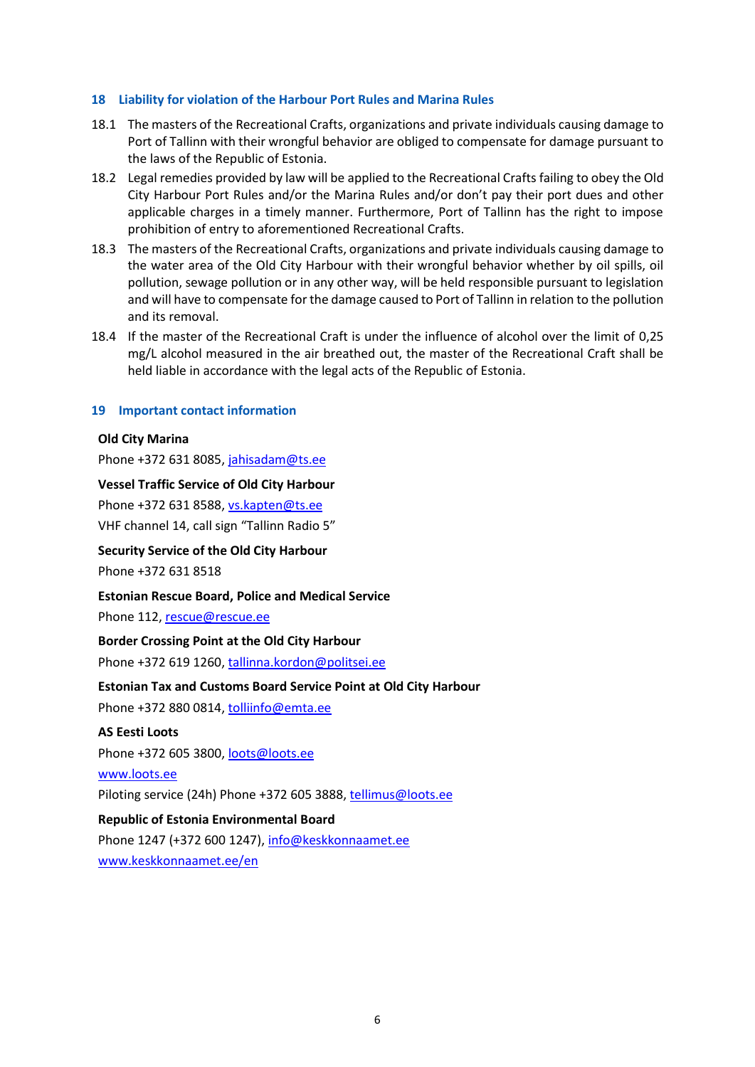## 18 Liability for violation of the Harbour Port Rules and Marina Rules

18.1 The masters of the Recreational Crafts, organizations and private individuals causing damage to Port of Tallinn with their wrongful behavior are obliged to compensate for damage pursuant to the laws of the Republic of Estonia.

18.2 Legal remedies provided by law will be applied to the Recreational Crafts failing to obey the Old City Harbour Port Rules and/or the Marina Rules and/or don't pay their port dues and other applicable charges in a timely manner. Furthermore, Port of Tallinn has the right to impose prohibition of entry to aforementioned Recreational Crafts.

18.3 The masters of the Recreational Crafts, organizations and private individuals causing damage to the water area of the Old City Harbour with their wrongful behavior whether by oil spills, oil pollution, sewage pollution or in any other way, will be held responsible pursuant to legislation and will have to compensate for the damage caused to Port of Tallinn in relation to the pollution and its removal.

18.4 If the master of the Recreational Craft is under the influence of alcohol over the limit of 0,25 mg/L alcohol measured in the air breathed out, the master of the Recreational Craft shall be held liable in accordance with the legal acts of the Republic of Estonia.

## 19 Important contact information

**Old City Marina**

Phone +372 631 8085, jahisadam@ts.ee

**Vessel Traffic Service of Old City Harbour**

Phone +372 631 8588, vs.kapten@ts.ee

VHF channel 14, call sign "Tallinn Radio 5"

**Security Service of the Old City Harbour**

Phone +372 631 8518

**Estonian Rescue Board, Police and Medical Service**

Phone 112, rescue@rescue.ee

**Border Crossing Point at the Old City Harbour**

Phone +372 619 1260, tallinna.kordon@politsei.ee

**Estonian Tax and Customs Board Service Point at Old City Harbour**

Phone +372 880 0814, tolliinfo@emta.ee

**AS Eesti Loots**

Phone +372 605 3800, loots@loots.ee

www.loots.ee

Piloting service (24h) Phone +372 605 3888, tellimus@loots.ee

**Republic of Estonia Environmental Board**

Phone 1247 (+372 600 1247), info@keskkonnaamet.ee

www.keskkonnaamet.ee/en